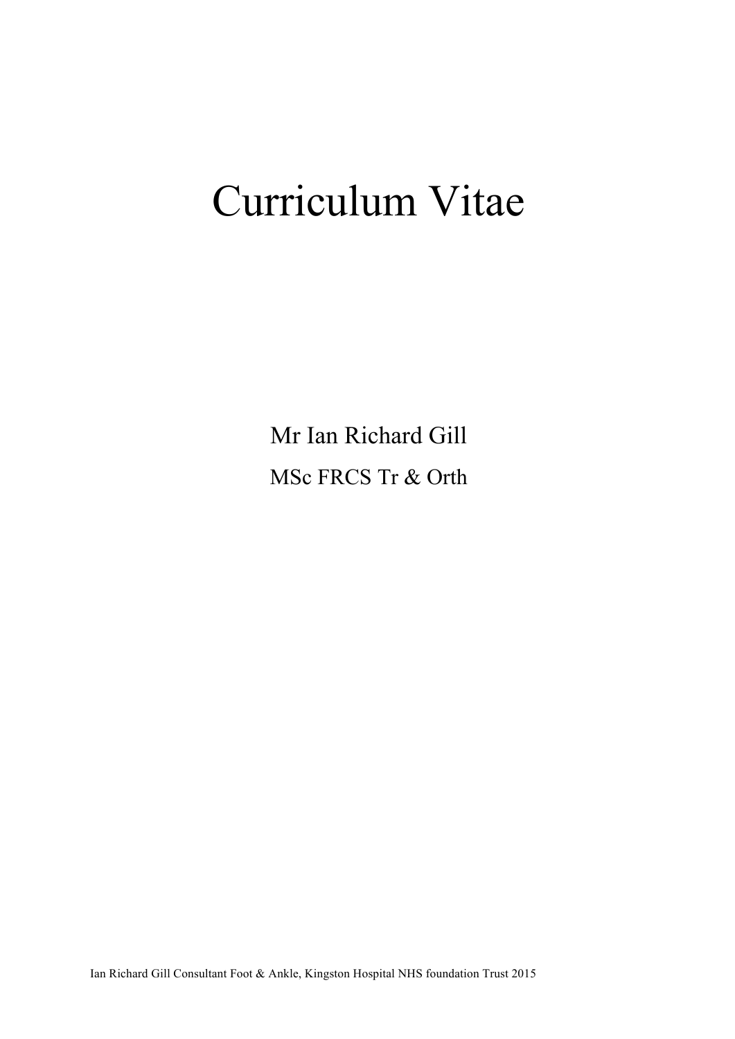# Curriculum Vitae

Mr Ian Richard Gill

MSc FRCS Tr & Orth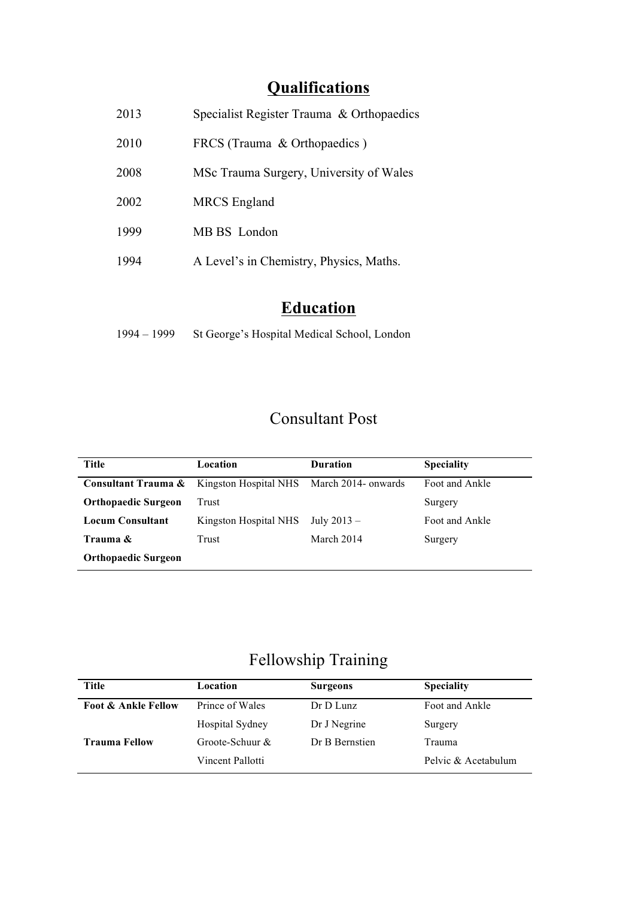## Qualifications

| | |
|---|---|
| 2013 | Specialist Register Trauma & Orthopaedics |
| 2010 | FRCS (Trauma & Orthopaedics ) |
| 2008 | MSc Trauma Surgery, University of Wales |
| 2002 | MRCS England |
| 1999 | MB BS London |
| 1994 | A Level's in Chemistry, Physics, Maths. |

## Education

1994 – 1999 St George's Hospital Medical School, London

## Consultant Post

| Title | Location | Duration | Speciality |
|---|---|---|---|
| **Consultant Trauma & Orthopaedic Surgeon** | Kingston Hospital NHS Trust | March 2014- onwards | Foot and Ankle Surgery |
| **Locum Consultant Trauma & Orthopaedic Surgeon** | Kingston Hospital NHS Trust | July 2013 – March 2014 | Foot and Ankle Surgery |

## Fellowship Training

| Title | Location | Surgeons | Speciality |
|---|---|---|---|
| **Foot & Ankle Fellow** | Prince of Wales Hospital Sydney | Dr D Lunz<br>Dr J Negrine | Foot and Ankle Surgery |
| **Trauma Fellow** | Groote-Schuur & Vincent Pallotti | Dr B Bernstien | Trauma<br>Pelvic & Acetabulum |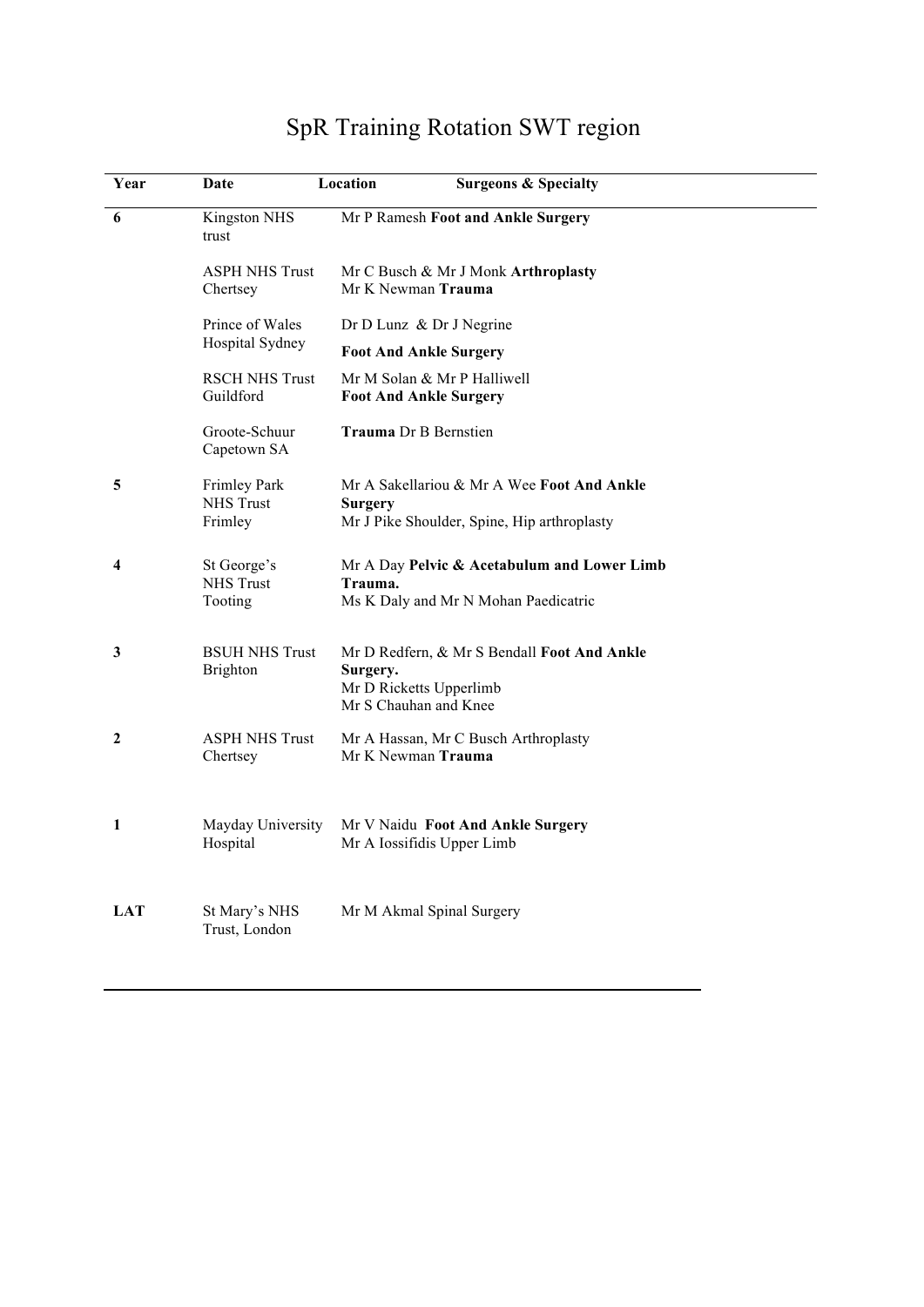# SpR Training Rotation SWT region

| Year | Date | Location | Surgeons & Specialty |
|---|---|---|---|
| **6** | Kingston NHS trust | Mr P Ramesh **Foot and Ankle Surgery** | |
| | ASPH NHS Trust Chertsey | Mr C Busch & Mr J Monk **Arthroplasty**<br>Mr K Newman **Trauma** | |
| | Prince of Wales Hospital Sydney | Dr D Lunz & Dr J Negrine<br>**Foot And Ankle Surgery** | |
| | RSCH NHS Trust Guildford | Mr M Solan & Mr P Halliwell<br>**Foot And Ankle Surgery** | |
| | Groote-Schuur Capetown SA | **Trauma** Dr B Bernstien | |
| **5** | Frimley Park NHS Trust Frimley | Mr A Sakellariou & Mr A Wee **Foot And Ankle Surgery**<br>Mr J Pike Shoulder, Spine, Hip arthroplasty | |
| **4** | St George's NHS Trust Tooting | Mr A Day **Pelvic & Acetabulum and Lower Limb Trauma.**<br>Ms K Daly and Mr N Mohan Paedicatric | |
| **3** | BSUH NHS Trust Brighton | Mr D Redfern, & Mr S Bendall **Foot And Ankle Surgery.**<br>Mr D Ricketts Upperlimb<br>Mr S Chauhan and Knee | |
| **2** | ASPH NHS Trust Chertsey | Mr A Hassan, Mr C Busch Arthroplasty<br>Mr K Newman **Trauma** | |
| **1** | Mayday University Hospital | Mr V Naidu **Foot And Ankle Surgery**<br>Mr A Iossifidis Upper Limb | |
| **LAT** | St Mary's NHS Trust, London | Mr M Akmal Spinal Surgery | |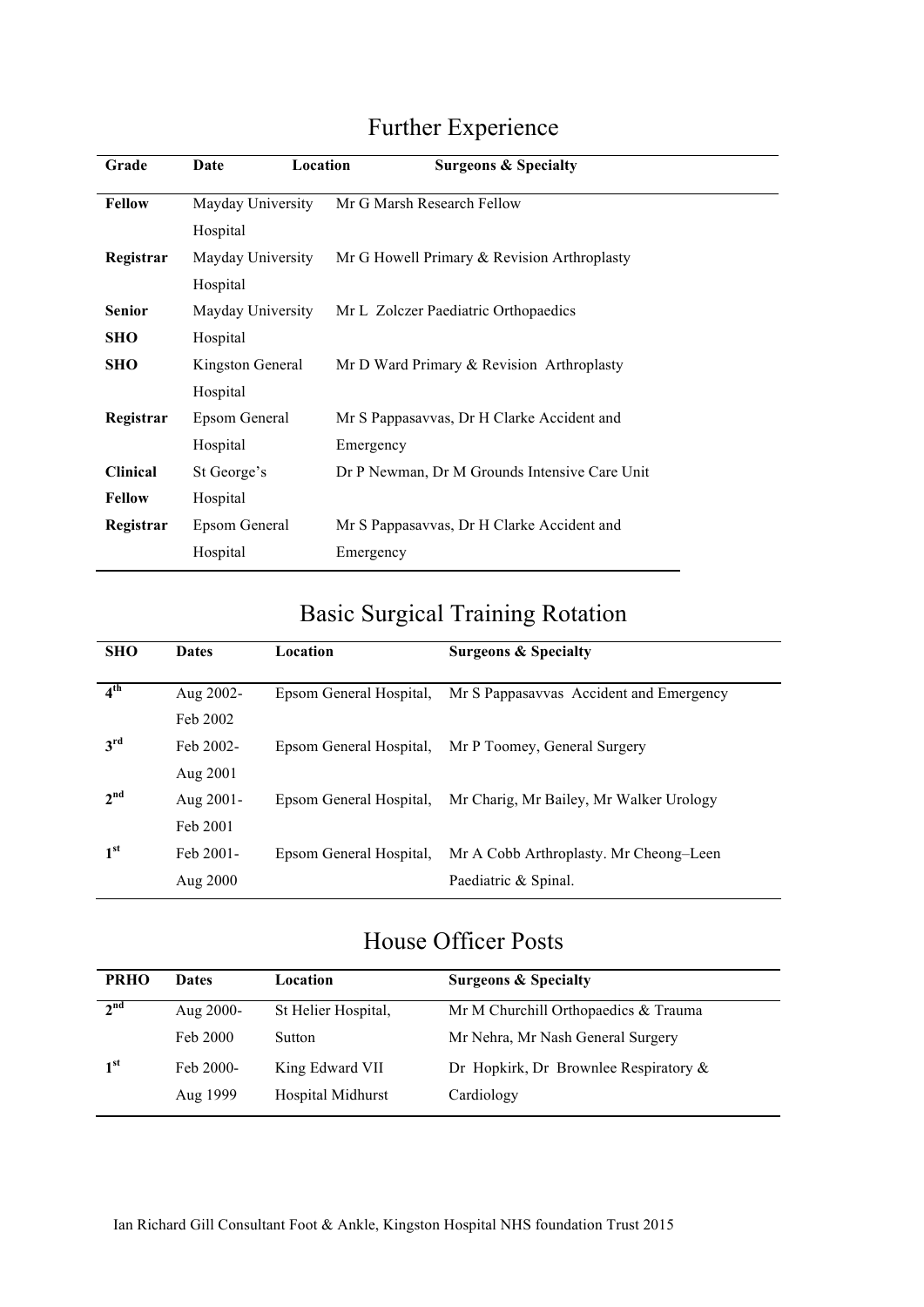# Further Experience

| Grade | Date | Location | Surgeons & Specialty |
|---|---|---|---|
| **Fellow** | | Mayday University Hospital | Mr G Marsh Research Fellow |
| **Registrar** | | Mayday University Hospital | Mr G Howell Primary & Revision Arthroplasty |
| **Senior SHO** | | Mayday University Hospital | Mr L Zolczer Paediatric Orthopaedics |
| **SHO** | | Kingston General Hospital | Mr D Ward Primary & Revision Arthroplasty |
| **Registrar** | | Epsom General Hospital | Mr S Pappasavvas, Dr H Clarke Accident and Emergency |
| **Clinical Fellow** | | St George's Hospital | Dr P Newman, Dr M Grounds Intensive Care Unit |
| **Registrar** | | Epsom General Hospital | Mr S Pappasavvas, Dr H Clarke Accident and Emergency |

# Basic Surgical Training Rotation

| SHO | Dates | Location | Surgeons & Specialty |
|---|---|---|---|
| 4th | Aug 2002- Feb 2002 | Epsom General Hospital, | Mr S Pappasavvas Accident and Emergency |
| 3rd | Feb 2002- Aug 2001 | Epsom General Hospital, | Mr P Toomey, General Surgery |
| 2nd | Aug 2001- Feb 2001 | Epsom General Hospital, | Mr Charig, Mr Bailey, Mr Walker Urology |
| 1st | Feb 2001- Aug 2000 | Epsom General Hospital, | Mr A Cobb Arthroplasty. Mr Cheong–Leen Paediatric & Spinal. |

# House Officer Posts

| PRHO | Dates | Location | Surgeons & Specialty |
|---|---|---|---|
| 2nd | Aug 2000- Feb 2000 | St Helier Hospital, Sutton | Mr M Churchill Orthopaedics & Trauma<br>Mr Nehra, Mr Nash General Surgery |
| 1st | Feb 2000- Aug 1999 | King Edward VII Hospital Midhurst | Dr Hopkirk, Dr Brownlee Respiratory & Cardiology |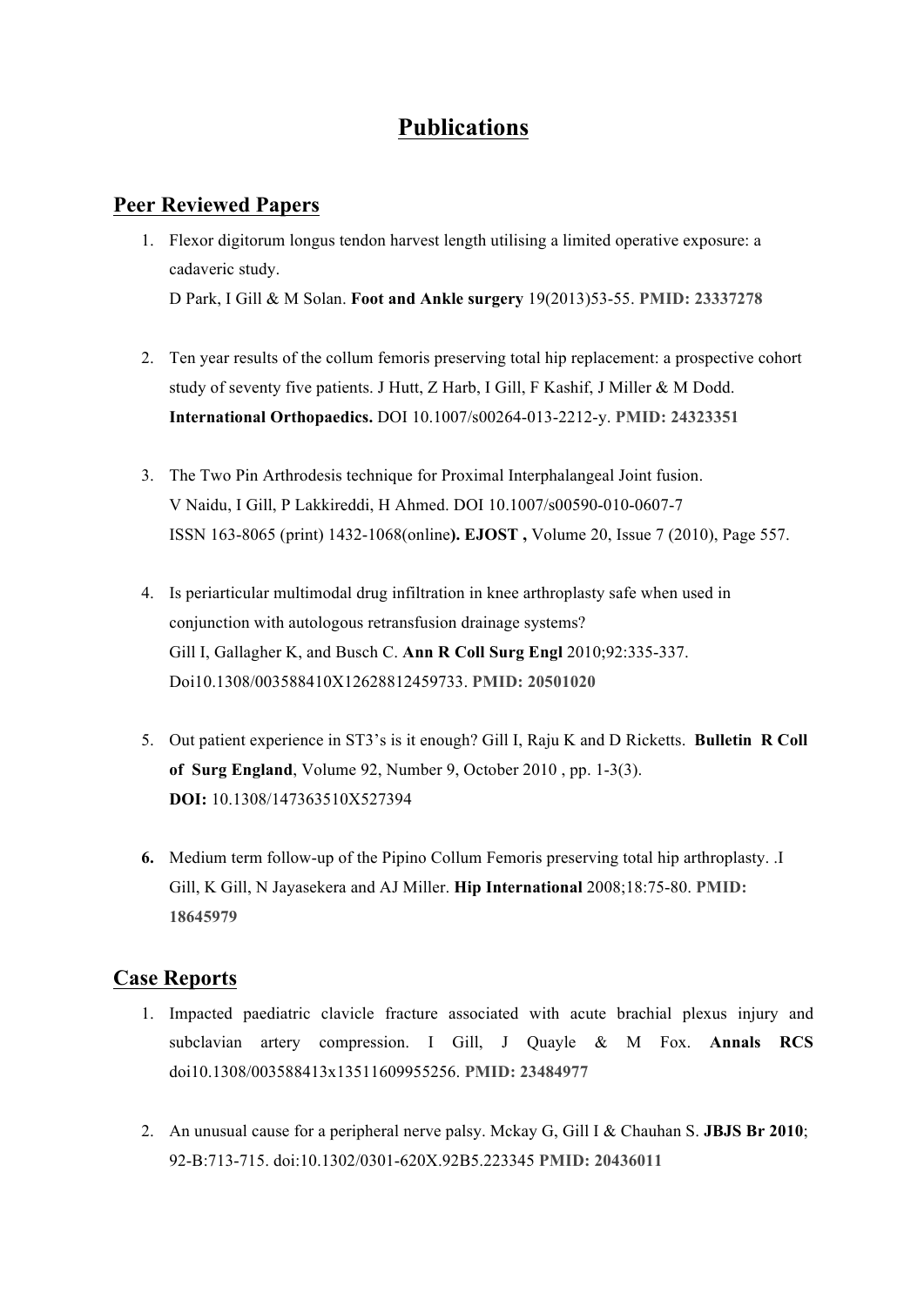# Publications

## Peer Reviewed Papers

1. Flexor digitorum longus tendon harvest length utilising a limited operative exposure: a cadaveric study.
   D Park, I Gill & M Solan. **Foot and Ankle surgery** 19(2013)53-55. **PMID: 23337278**

2. Ten year results of the collum femoris preserving total hip replacement: a prospective cohort study of seventy five patients. J Hutt, Z Harb, I Gill, F Kashif, J Miller & M Dodd. **International Orthopaedics.** DOI 10.1007/s00264-013-2212-y. **PMID: 24323351**

3. The Two Pin Arthrodesis technique for Proximal Interphalangeal Joint fusion.
   V Naidu, I Gill, P Lakkireddi, H Ahmed. DOI 10.1007/s00590-010-0607-7
   ISSN 163-8065 (print) 1432-1068(online**). EJOST ,** Volume 20, Issue 7 (2010), Page 557.

4. Is periarticular multimodal drug infiltration in knee arthroplasty safe when used in conjunction with autologous retransfusion drainage systems?
   Gill I, Gallagher K, and Busch C. **Ann R Coll Surg Engl** 2010;92:335-337. Doi10.1308/003588410X12628812459733. **PMID: 20501020**

5. Out patient experience in ST3's is it enough? Gill I, Raju K and D Ricketts. **Bulletin R Coll of Surg England**, Volume 92, Number 9, October 2010 , pp. 1-3(3).
   **DOI:** 10.1308/147363510X527394

6. Medium term follow-up of the Pipino Collum Femoris preserving total hip arthroplasty. .I Gill, K Gill, N Jayasekera and AJ Miller. **Hip International** 2008;18:75-80. **PMID: 18645979**

## Case Reports

1. Impacted paediatric clavicle fracture associated with acute brachial plexus injury and subclavian artery compression. I Gill, J Quayle & M Fox. **Annals RCS** doi10.1308/003588413x13511609955256. **PMID: 23484977**

2. An unusual cause for a peripheral nerve palsy. Mckay G, Gill I & Chauhan S. **JBJS Br 2010**; 92-B:713-715. doi:10.1302/0301-620X.92B5.223345 **PMID: 20436011**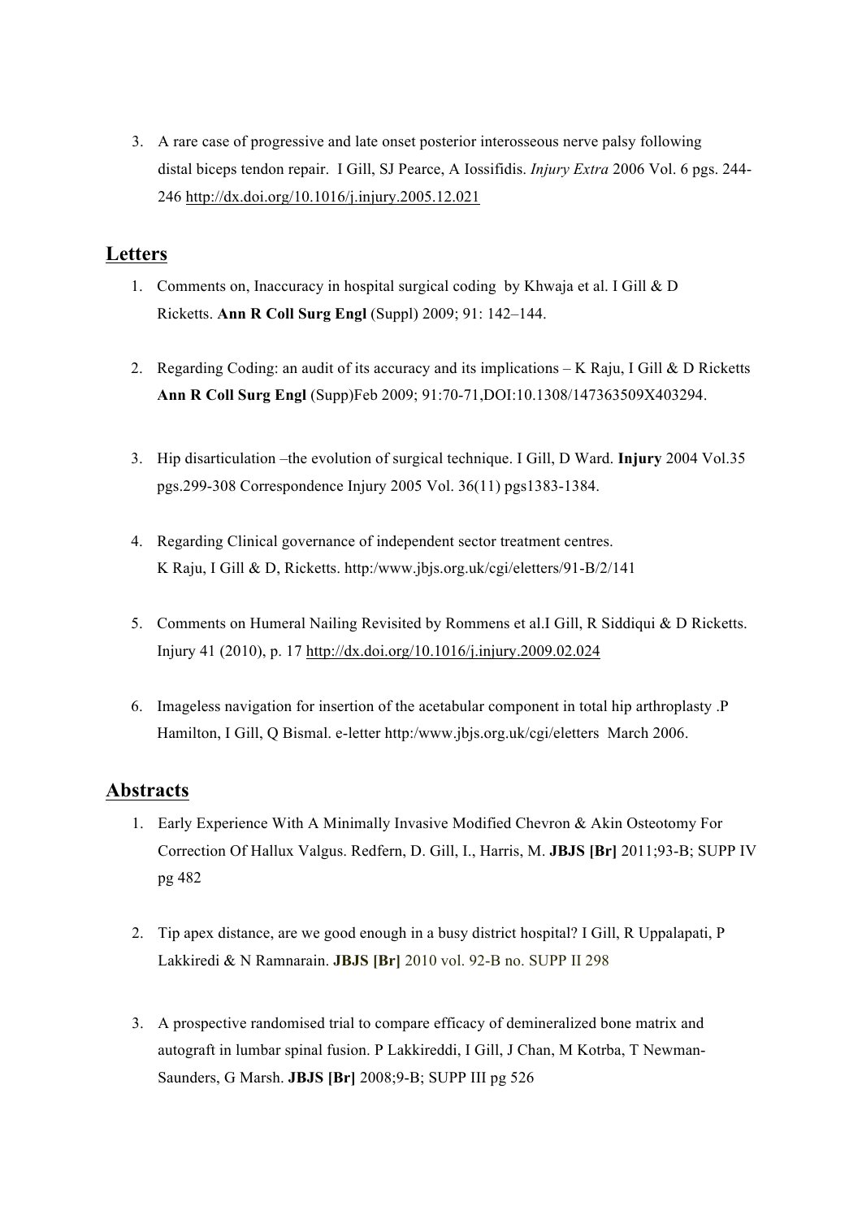3. A rare case of progressive and late onset posterior interosseous nerve palsy following distal biceps tendon repair. I Gill, SJ Pearce, A Iossifidis. *Injury Extra* 2006 Vol. 6 pgs. 244-246 http://dx.doi.org/10.1016/j.injury.2005.12.021

## Letters

1. Comments on, Inaccuracy in hospital surgical coding by Khwaja et al. I Gill & D Ricketts. **Ann R Coll Surg Engl** (Suppl) 2009; 91: 142–144.

2. Regarding Coding: an audit of its accuracy and its implications – K Raju, I Gill & D Ricketts **Ann R Coll Surg Engl** (Supp)Feb 2009; 91:70-71,DOI:10.1308/147363509X403294.

3. Hip disarticulation –the evolution of surgical technique. I Gill, D Ward. **Injury** 2004 Vol.35 pgs.299-308 Correspondence Injury 2005 Vol. 36(11) pgs1383-1384.

4. Regarding Clinical governance of independent sector treatment centres. K Raju, I Gill & D, Ricketts. http:/www.jbjs.org.uk/cgi/eletters/91-B/2/141

5. Comments on Humeral Nailing Revisited by Rommens et al.I Gill, R Siddiqui & D Ricketts. Injury 41 (2010), p. 17 http://dx.doi.org/10.1016/j.injury.2009.02.024

6. Imageless navigation for insertion of the acetabular component in total hip arthroplasty .P Hamilton, I Gill, Q Bismal. e-letter http:/www.jbjs.org.uk/cgi/eletters March 2006.

## Abstracts

1. Early Experience With A Minimally Invasive Modified Chevron & Akin Osteotomy For Correction Of Hallux Valgus. Redfern, D. Gill, I., Harris, M. **JBJS [Br]** 2011;93-B; SUPP IV pg 482

2. Tip apex distance, are we good enough in a busy district hospital? I Gill, R Uppalapati, P Lakkiredi & N Ramnarain. **JBJS [Br]** 2010 vol. 92-B no. SUPP II 298

3. A prospective randomised trial to compare efficacy of demineralized bone matrix and autograft in lumbar spinal fusion. P Lakkireddi, I Gill, J Chan, M Kotrba, T Newman-Saunders, G Marsh. **JBJS [Br]** 2008;9-B; SUPP III pg 526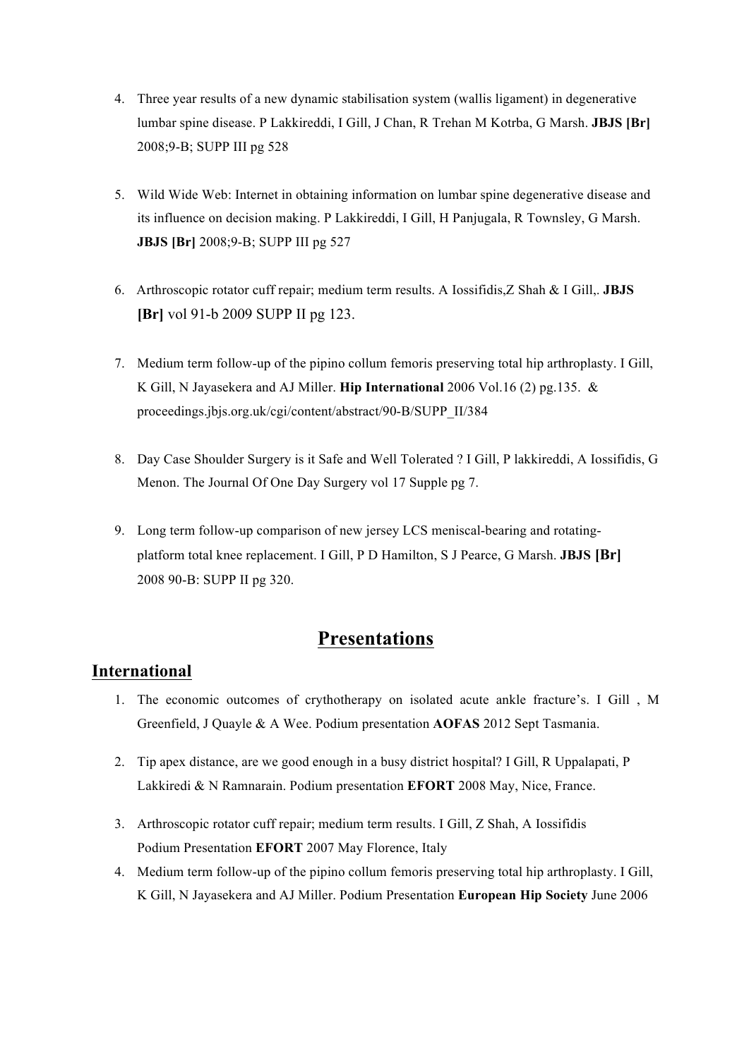4. Three year results of a new dynamic stabilisation system (wallis ligament) in degenerative lumbar spine disease. P Lakkireddi, I Gill, J Chan, R Trehan M Kotrba, G Marsh. **JBJS [Br]** 2008;9-B; SUPP III pg 528

5. Wild Wide Web: Internet in obtaining information on lumbar spine degenerative disease and its influence on decision making. P Lakkireddi, I Gill, H Panjugala, R Townsley, G Marsh. **JBJS [Br]** 2008;9-B; SUPP III pg 527

6. Arthroscopic rotator cuff repair; medium term results. A Iossifidis,Z Shah & I Gill,. **JBJS [Br]** vol 91-b 2009 SUPP II pg 123.

7. Medium term follow-up of the pipino collum femoris preserving total hip arthroplasty. I Gill, K Gill, N Jayasekera and AJ Miller. **Hip International** 2006 Vol.16 (2) pg.135. & proceedings.jbjs.org.uk/cgi/content/abstract/90-B/SUPP_II/384

8. Day Case Shoulder Surgery is it Safe and Well Tolerated ? I Gill, P lakkireddi, A Iossifidis, G Menon. The Journal Of One Day Surgery vol 17 Supple pg 7.

9. Long term follow-up comparison of new jersey LCS meniscal-bearing and rotating-platform total knee replacement. I Gill, P D Hamilton, S J Pearce, G Marsh. **JBJS [Br]** 2008 90-B: SUPP II pg 320.

# Presentations

## International

1. The economic outcomes of crythotherapy on isolated acute ankle fracture's. I Gill , M Greenfield, J Quayle & A Wee. Podium presentation **AOFAS** 2012 Sept Tasmania.

2. Tip apex distance, are we good enough in a busy district hospital? I Gill, R Uppalapati, P Lakkiredi & N Ramnarain. Podium presentation **EFORT** 2008 May, Nice, France.

3. Arthroscopic rotator cuff repair; medium term results. I Gill, Z Shah, A Iossifidis Podium Presentation **EFORT** 2007 May Florence, Italy

4. Medium term follow-up of the pipino collum femoris preserving total hip arthroplasty. I Gill, K Gill, N Jayasekera and AJ Miller. Podium Presentation **European Hip Society** June 2006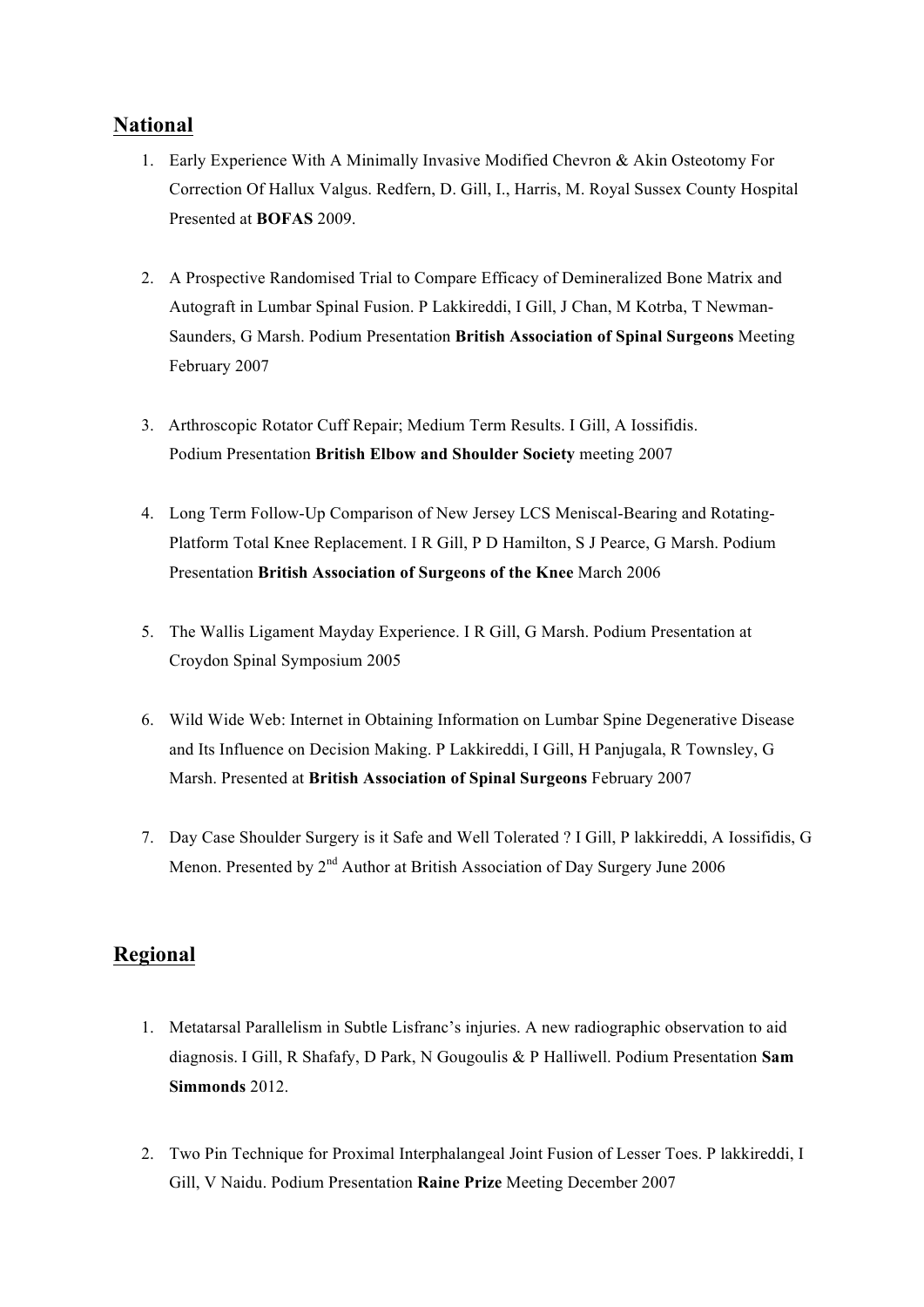## National

1. Early Experience With A Minimally Invasive Modified Chevron & Akin Osteotomy For Correction Of Hallux Valgus. Redfern, D. Gill, I., Harris, M. Royal Sussex County Hospital Presented at **BOFAS** 2009.

2. A Prospective Randomised Trial to Compare Efficacy of Demineralized Bone Matrix and Autograft in Lumbar Spinal Fusion. P Lakkireddi, I Gill, J Chan, M Kotrba, T Newman-Saunders, G Marsh. Podium Presentation **British Association of Spinal Surgeons** Meeting February 2007

3. Arthroscopic Rotator Cuff Repair; Medium Term Results. I Gill, A Iossifidis. Podium Presentation **British Elbow and Shoulder Society** meeting 2007

4. Long Term Follow-Up Comparison of New Jersey LCS Meniscal-Bearing and Rotating-Platform Total Knee Replacement. I R Gill, P D Hamilton, S J Pearce, G Marsh. Podium Presentation **British Association of Surgeons of the Knee** March 2006

5. The Wallis Ligament Mayday Experience. I R Gill, G Marsh. Podium Presentation at Croydon Spinal Symposium 2005

6. Wild Wide Web: Internet in Obtaining Information on Lumbar Spine Degenerative Disease and Its Influence on Decision Making. P Lakkireddi, I Gill, H Panjugala, R Townsley, G Marsh. Presented at **British Association of Spinal Surgeons** February 2007

7. Day Case Shoulder Surgery is it Safe and Well Tolerated ? I Gill, P lakkireddi, A Iossifidis, G Menon. Presented by 2nd Author at British Association of Day Surgery June 2006

## Regional

1. Metatarsal Parallelism in Subtle Lisfranc's injuries. A new radiographic observation to aid diagnosis. I Gill, R Shafafy, D Park, N Gougoulis & P Halliwell. Podium Presentation **Sam Simmonds** 2012.

2. Two Pin Technique for Proximal Interphalangeal Joint Fusion of Lesser Toes. P lakkireddi, I Gill, V Naidu. Podium Presentation **Raine Prize** Meeting December 2007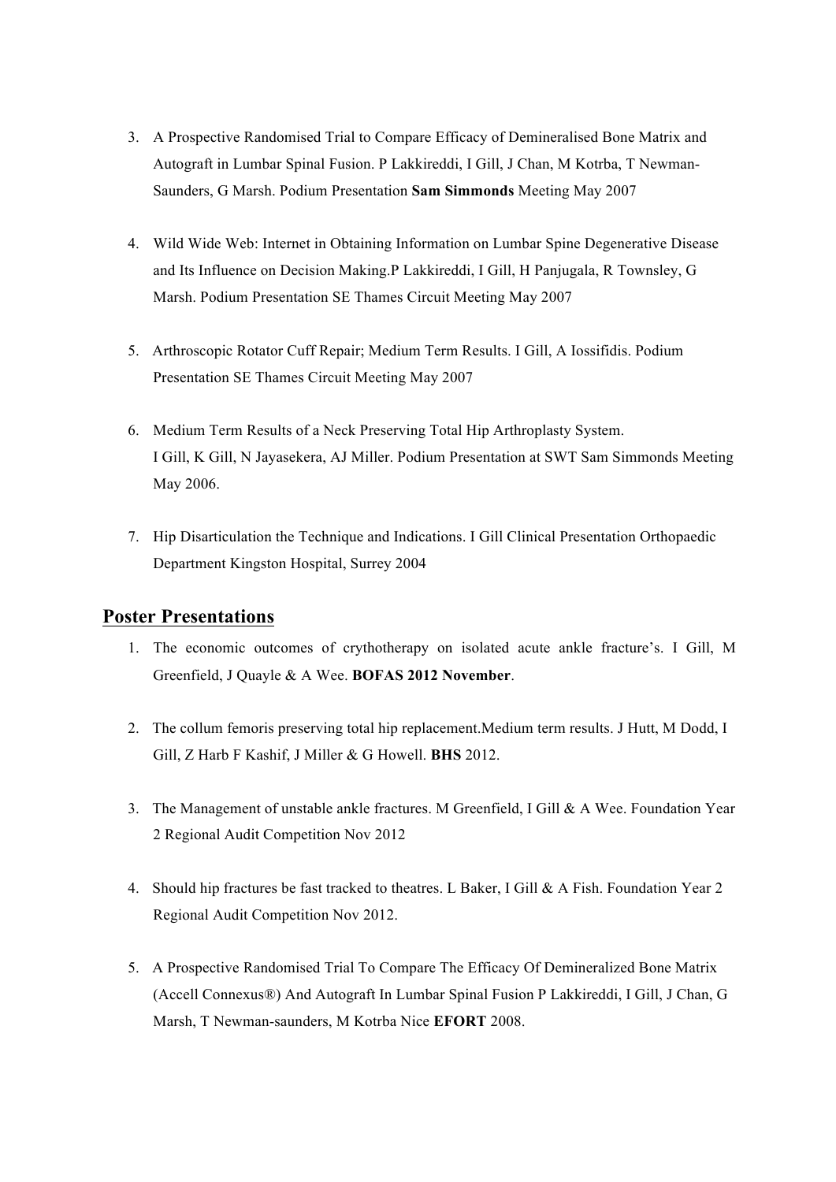3. A Prospective Randomised Trial to Compare Efficacy of Demineralised Bone Matrix and Autograft in Lumbar Spinal Fusion. P Lakkireddi, I Gill, J Chan, M Kotrba, T Newman-Saunders, G Marsh. Podium Presentation **Sam Simmonds** Meeting May 2007

4. Wild Wide Web: Internet in Obtaining Information on Lumbar Spine Degenerative Disease and Its Influence on Decision Making.P Lakkireddi, I Gill, H Panjugala, R Townsley, G Marsh. Podium Presentation SE Thames Circuit Meeting May 2007

5. Arthroscopic Rotator Cuff Repair; Medium Term Results. I Gill, A Iossifidis. Podium Presentation SE Thames Circuit Meeting May 2007

6. Medium Term Results of a Neck Preserving Total Hip Arthroplasty System. I Gill, K Gill, N Jayasekera, AJ Miller. Podium Presentation at SWT Sam Simmonds Meeting May 2006.

7. Hip Disarticulation the Technique and Indications. I Gill Clinical Presentation Orthopaedic Department Kingston Hospital, Surrey 2004

## Poster Presentations

1. The economic outcomes of crythotherapy on isolated acute ankle fracture's. I Gill, M Greenfield, J Quayle & A Wee. **BOFAS 2012 November**.

2. The collum femoris preserving total hip replacement.Medium term results. J Hutt, M Dodd, I Gill, Z Harb F Kashif, J Miller & G Howell. **BHS** 2012.

3. The Management of unstable ankle fractures. M Greenfield, I Gill & A Wee. Foundation Year 2 Regional Audit Competition Nov 2012

4. Should hip fractures be fast tracked to theatres. L Baker, I Gill & A Fish. Foundation Year 2 Regional Audit Competition Nov 2012.

5. A Prospective Randomised Trial To Compare The Efficacy Of Demineralized Bone Matrix (Accell Connexus®) And Autograft In Lumbar Spinal Fusion P Lakkireddi, I Gill, J Chan, G Marsh, T Newman-saunders, M Kotrba Nice **EFORT** 2008.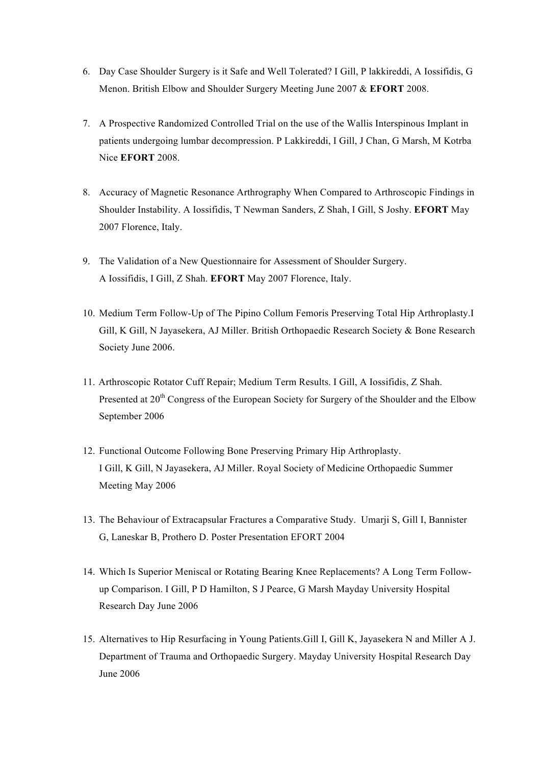6. Day Case Shoulder Surgery is it Safe and Well Tolerated? I Gill, P lakkireddi, A Iossifidis, G Menon. British Elbow and Shoulder Surgery Meeting June 2007 & **EFORT** 2008.

7. A Prospective Randomized Controlled Trial on the use of the Wallis Interspinous Implant in patients undergoing lumbar decompression. P Lakkireddi, I Gill, J Chan, G Marsh, M Kotrba Nice **EFORT** 2008.

8. Accuracy of Magnetic Resonance Arthrography When Compared to Arthroscopic Findings in Shoulder Instability. A Iossifidis, T Newman Sanders, Z Shah, I Gill, S Joshy. **EFORT** May 2007 Florence, Italy.

9. The Validation of a New Questionnaire for Assessment of Shoulder Surgery. A Iossifidis, I Gill, Z Shah. **EFORT** May 2007 Florence, Italy.

10. Medium Term Follow-Up of The Pipino Collum Femoris Preserving Total Hip Arthroplasty.I Gill, K Gill, N Jayasekera, AJ Miller. British Orthopaedic Research Society & Bone Research Society June 2006.

11. Arthroscopic Rotator Cuff Repair; Medium Term Results. I Gill, A Iossifidis, Z Shah. Presented at 20th Congress of the European Society for Surgery of the Shoulder and the Elbow September 2006

12. Functional Outcome Following Bone Preserving Primary Hip Arthroplasty. I Gill, K Gill, N Jayasekera, AJ Miller. Royal Society of Medicine Orthopaedic Summer Meeting May 2006

13. The Behaviour of Extracapsular Fractures a Comparative Study. Umarji S, Gill I, Bannister G, Laneskar B, Prothero D. Poster Presentation EFORT 2004

14. Which Is Superior Meniscal or Rotating Bearing Knee Replacements? A Long Term Follow-up Comparison. I Gill, P D Hamilton, S J Pearce, G Marsh Mayday University Hospital Research Day June 2006

15. Alternatives to Hip Resurfacing in Young Patients.Gill I, Gill K, Jayasekera N and Miller A J. Department of Trauma and Orthopaedic Surgery. Mayday University Hospital Research Day June 2006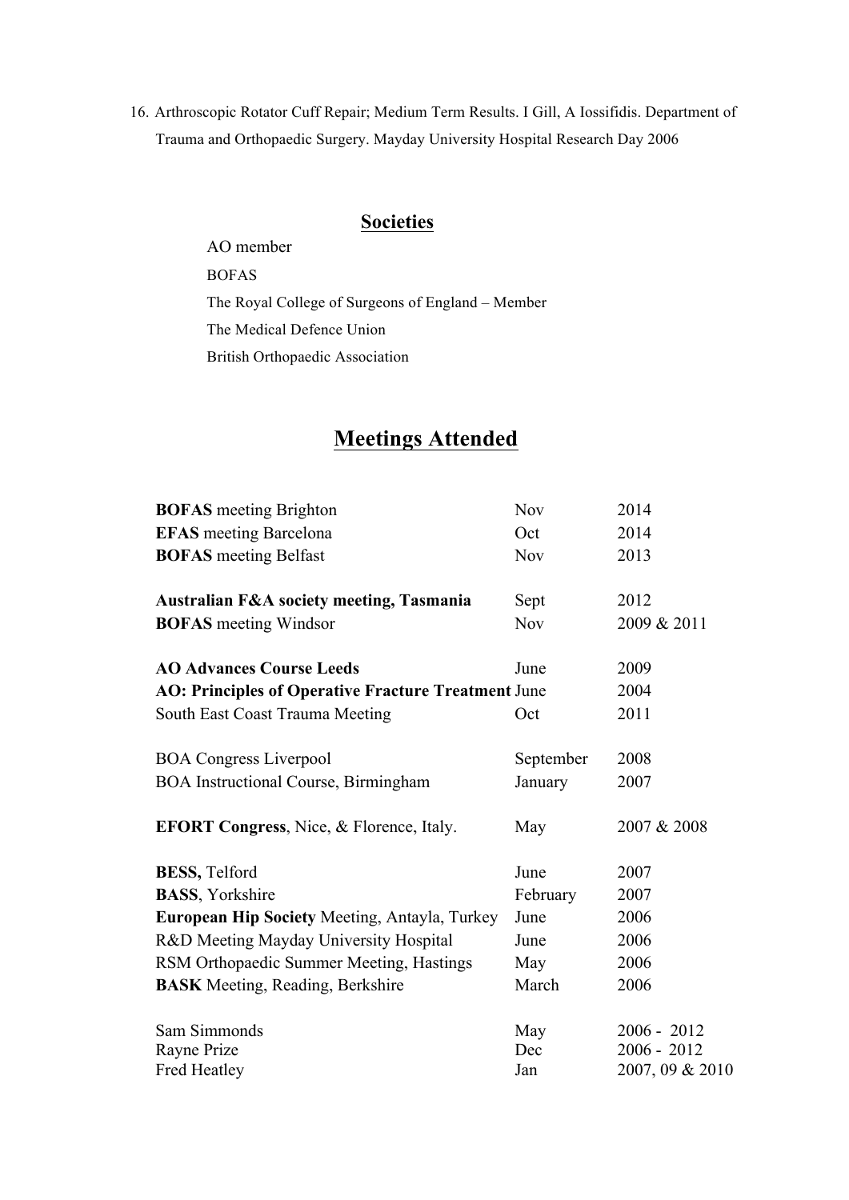16. Arthroscopic Rotator Cuff Repair; Medium Term Results. I Gill, A Iossifidis. Department of Trauma and Orthopaedic Surgery. Mayday University Hospital Research Day 2006

## Societies

AO member
BOFAS
The Royal College of Surgeons of England – Member
The Medical Defence Union
British Orthopaedic Association

# Meetings Attended

| | | |
|---|---|---|
| **BOFAS** meeting Brighton | Nov | 2014 |
| **EFAS** meeting Barcelona | Oct | 2014 |
| **BOFAS** meeting Belfast | Nov | 2013 |
| | | |
| **Australian F&A society meeting, Tasmania** | Sept | 2012 |
| **BOFAS** meeting Windsor | Nov | 2009 & 2011 |
| | | |
| **AO Advances Course Leeds** | June | 2009 |
| **AO: Principles of Operative Fracture Treatment** | June | 2004 |
| South East Coast Trauma Meeting | Oct | 2011 |
| | | |
| BOA Congress Liverpool | September | 2008 |
| BOA Instructional Course, Birmingham | January | 2007 |
| | | |
| **EFORT Congress**, Nice, & Florence, Italy. | May | 2007 & 2008 |
| | | |
| **BESS,** Telford | June | 2007 |
| **BASS**, Yorkshire | February | 2007 |
| **European Hip Society** Meeting, Antayla, Turkey | June | 2006 |
| R&D Meeting Mayday University Hospital | June | 2006 |
| RSM Orthopaedic Summer Meeting, Hastings | May | 2006 |
| **BASK** Meeting, Reading, Berkshire | March | 2006 |
| | | |
| Sam Simmonds | May | 2006 - 2012 |
| Rayne Prize | Dec | 2006 - 2012 |
| Fred Heatley | Jan | 2007, 09 & 2010 |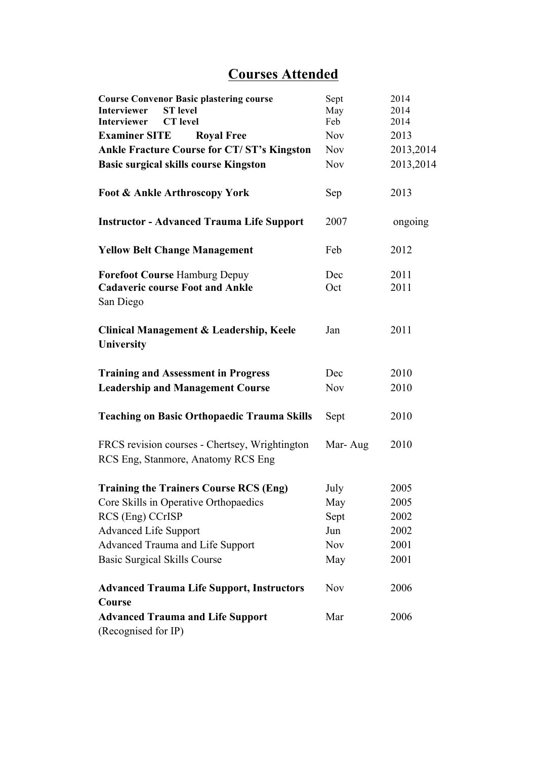## Courses Attended

| | | |
|---|---|---|
| **Course Convenor Basic plastering course** | Sept | 2014 |
| **Interviewer ST level** | May | 2014 |
| **Interviewer CT level** | Feb | 2014 |
| **Examiner SITE Royal Free** | Nov | 2013 |
| **Ankle Fracture Course for CT/ ST's Kingston** | Nov | 2013,2014 |
| **Basic surgical skills course Kingston** | Nov | 2013,2014 |
| **Foot & Ankle Arthroscopy York** | Sep | 2013 |
| **Instructor - Advanced Trauma Life Support** | 2007 | ongoing |
| **Yellow Belt Change Management** | Feb | 2012 |
| **Forefoot Course** Hamburg Depuy | Dec | 2011 |
| **Cadaveric course Foot and Ankle** San Diego | Oct | 2011 |
| **Clinical Management & Leadership, Keele University** | Jan | 2011 |
| **Training and Assessment in Progress** | Dec | 2010 |
| **Leadership and Management Course** | Nov | 2010 |
| **Teaching on Basic Orthopaedic Trauma Skills** | Sept | 2010 |
| FRCS revision courses - Chertsey, Wrightington RCS Eng, Stanmore, Anatomy RCS Eng | Mar- Aug | 2010 |
| **Training the Trainers Course RCS (Eng)** | July | 2005 |
| Core Skills in Operative Orthopaedics | May | 2005 |
| RCS (Eng) CCrISP | Sept | 2002 |
| Advanced Life Support | Jun | 2002 |
| Advanced Trauma and Life Support | Nov | 2001 |
| Basic Surgical Skills Course | May | 2001 |
| **Advanced Trauma Life Support, Instructors Course** | Nov | 2006 |
| **Advanced Trauma and Life Support** (Recognised for IP) | Mar | 2006 |